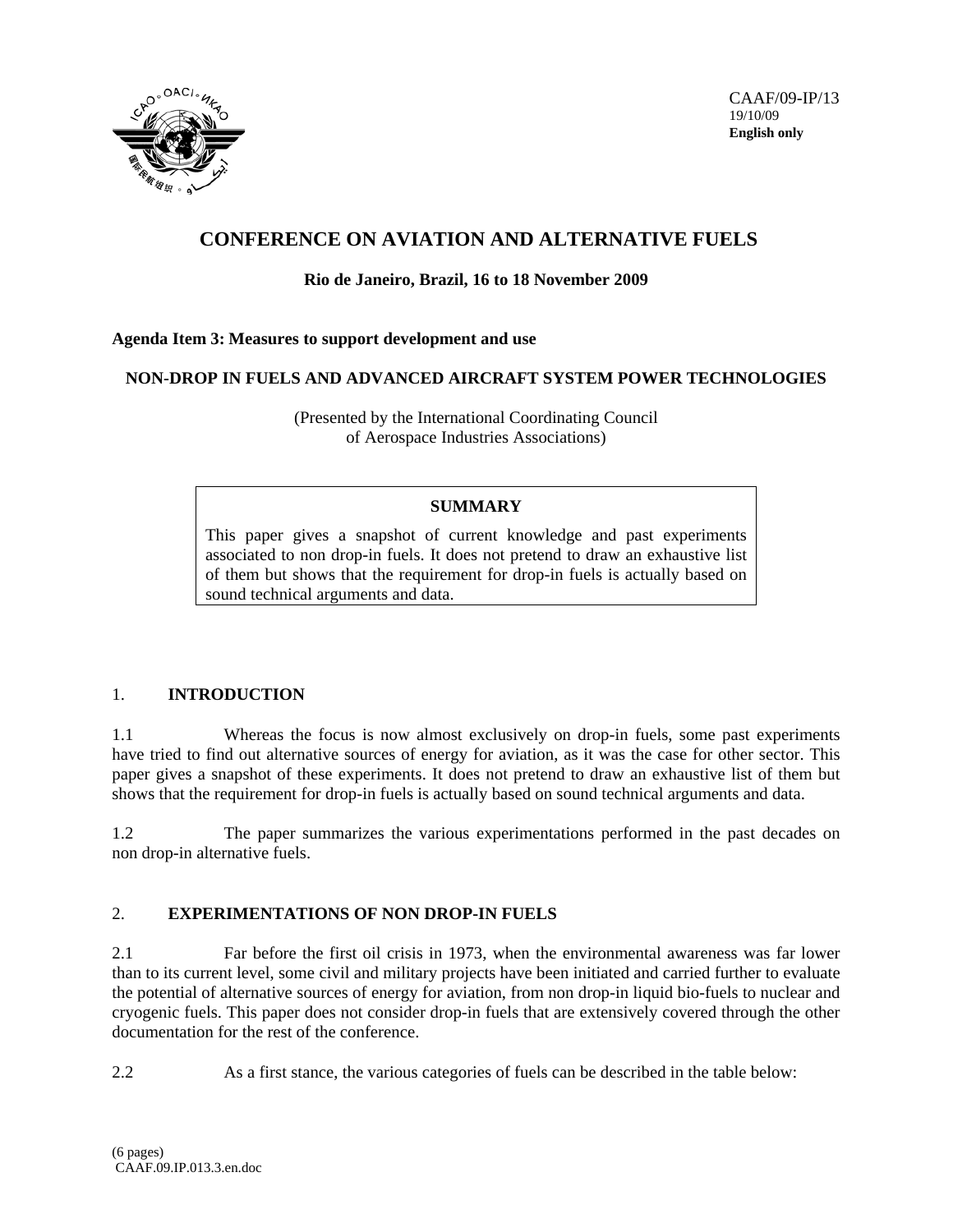CAAF/09-IP/13
19/10/09
**English only**

# CONFERENCE ON AVIATION AND ALTERNATIVE FUELS

**Rio de Janeiro, Brazil, 16 to 18 November 2009**

**Agenda Item 3: Measures to support development and use**

## NON-DROP IN FUELS AND ADVANCED AIRCRAFT SYSTEM POWER TECHNOLOGIES

(Presented by the International Coordinating Council of Aerospace Industries Associations)

**SUMMARY**

This paper gives a snapshot of current knowledge and past experiments associated to non drop-in fuels. It does not pretend to draw an exhaustive list of them but shows that the requirement for drop-in fuels is actually based on sound technical arguments and data.

## 1. INTRODUCTION

1.1 Whereas the focus is now almost exclusively on drop-in fuels, some past experiments have tried to find out alternative sources of energy for aviation, as it was the case for other sector. This paper gives a snapshot of these experiments. It does not pretend to draw an exhaustive list of them but shows that the requirement for drop-in fuels is actually based on sound technical arguments and data.

1.2 The paper summarizes the various experimentations performed in the past decades on non drop-in alternative fuels.

## 2. EXPERIMENTATIONS OF NON DROP-IN FUELS

2.1 Far before the first oil crisis in 1973, when the environmental awareness was far lower than to its current level, some civil and military projects have been initiated and carried further to evaluate the potential of alternative sources of energy for aviation, from non drop-in liquid bio-fuels to nuclear and cryogenic fuels. This paper does not consider drop-in fuels that are extensively covered through the other documentation for the rest of the conference.

2.2 As a first stance, the various categories of fuels can be described in the table below: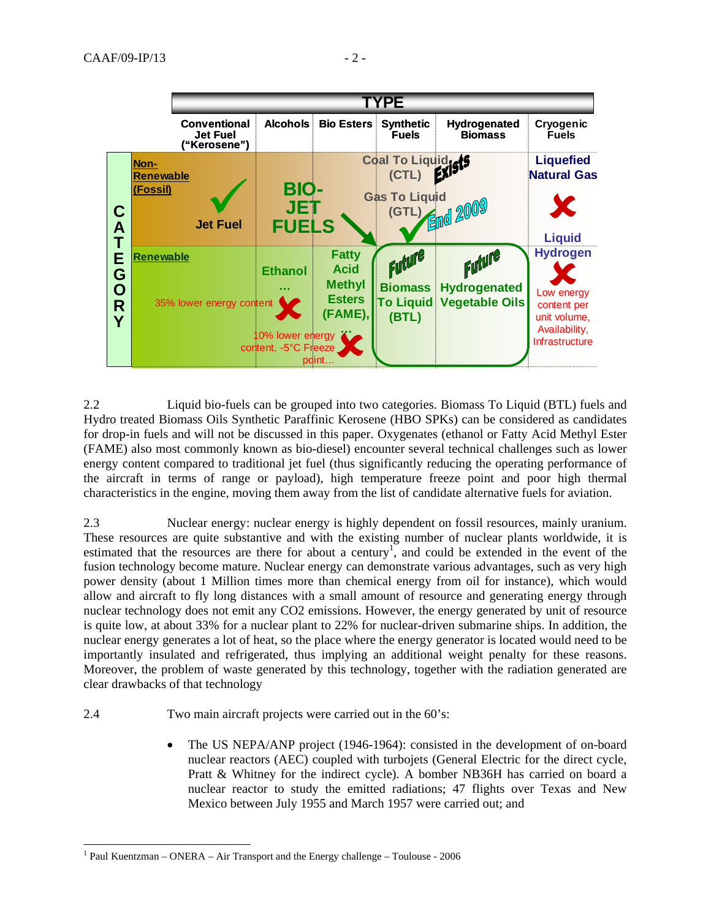| CATEGORY | Conventional Jet Fuel ("Kerosene") | Alcohols | Bio Esters | Synthetic Fuels | Hydrogenated Biomass | Cryogenic Fuels |
|---|---|---|---|---|---|---|
| Non-Renewable (Fossil) | Jet Fuel ✓ | BIO-JET FUELS | | Coal To Liquid (CTL) Exists; Gas To Liquid (GTL) ✓ End 2009 | | Liquefied Natural Gas ✗ |
| Renewable | | Ethanol … 35% lower energy content ✗ | Fatty Acid Methyl Esters (FAME), … 10% lower energy content, -5°C Freeze point… ✗ | Future Biomass To Liquid (BTL) | Future Hydrogenated Vegetable Oils | Liquid Hydrogen ✗ Low energy content per unit volume, Availability, Infrastructure |

2.2 Liquid bio-fuels can be grouped into two categories. Biomass To Liquid (BTL) fuels and Hydro treated Biomass Oils Synthetic Paraffinic Kerosene (HBO SPKs) can be considered as candidates for drop-in fuels and will not be discussed in this paper. Oxygenates (ethanol or Fatty Acid Methyl Ester (FAME) also most commonly known as bio-diesel) encounter several technical challenges such as lower energy content compared to traditional jet fuel (thus significantly reducing the operating performance of the aircraft in terms of range or payload), high temperature freeze point and poor high thermal characteristics in the engine, moving them away from the list of candidate alternative fuels for aviation.

2.3 Nuclear energy: nuclear energy is highly dependent on fossil resources, mainly uranium. These resources are quite substantive and with the existing number of nuclear plants worldwide, it is estimated that the resources are there for about a century[1], and could be extended in the event of the fusion technology become mature. Nuclear energy can demonstrate various advantages, such as very high power density (about 1 Million times more than chemical energy from oil for instance), which would allow and aircraft to fly long distances with a small amount of resource and generating energy through nuclear technology does not emit any CO2 emissions. However, the energy generated by unit of resource is quite low, at about 33% for a nuclear plant to 22% for nuclear-driven submarine ships. In addition, the nuclear energy generates a lot of heat, so the place where the energy generator is located would need to be importantly insulated and refrigerated, thus implying an additional weight penalty for these reasons. Moreover, the problem of waste generated by this technology, together with the radiation generated are clear drawbacks of that technology

2.4 Two main aircraft projects were carried out in the 60's:

- The US NEPA/ANP project (1946-1964): consisted in the development of on-board nuclear reactors (AEC) coupled with turbojets (General Electric for the direct cycle, Pratt & Whitney for the indirect cycle). A bomber NB36H has carried on board a nuclear reactor to study the emitted radiations; 47 flights over Texas and New Mexico between July 1955 and March 1957 were carried out; and

[1] Paul Kuentzman – ONERA – Air Transport and the Energy challenge – Toulouse - 2006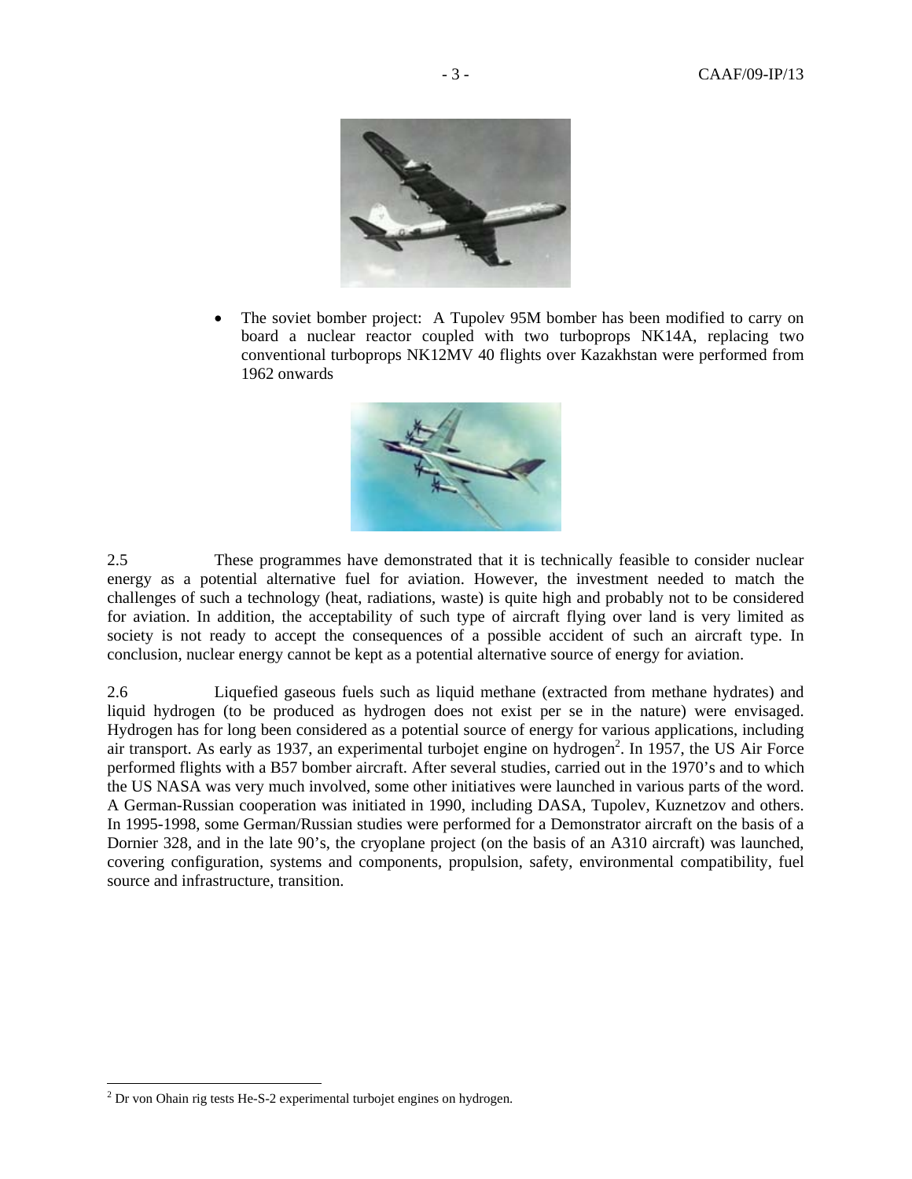- The soviet bomber project: A Tupolev 95M bomber has been modified to carry on board a nuclear reactor coupled with two turboprops NK14A, replacing two conventional turboprops NK12MV 40 flights over Kazakhstan were performed from 1962 onwards

2.5 These programmes have demonstrated that it is technically feasible to consider nuclear energy as a potential alternative fuel for aviation. However, the investment needed to match the challenges of such a technology (heat, radiations, waste) is quite high and probably not to be considered for aviation. In addition, the acceptability of such type of aircraft flying over land is very limited as society is not ready to accept the consequences of a possible accident of such an aircraft type. In conclusion, nuclear energy cannot be kept as a potential alternative source of energy for aviation.

2.6 Liquefied gaseous fuels such as liquid methane (extracted from methane hydrates) and liquid hydrogen (to be produced as hydrogen does not exist per se in the nature) were envisaged. Hydrogen has for long been considered as a potential source of energy for various applications, including air transport. As early as 1937, an experimental turbojet engine on hydrogen[2]. In 1957, the US Air Force performed flights with a B57 bomber aircraft. After several studies, carried out in the 1970's and to which the US NASA was very much involved, some other initiatives were launched in various parts of the word. A German-Russian cooperation was initiated in 1990, including DASA, Tupolev, Kuznetzov and others. In 1995-1998, some German/Russian studies were performed for a Demonstrator aircraft on the basis of a Dornier 328, and in the late 90's, the cryoplane project (on the basis of an A310 aircraft) was launched, covering configuration, systems and components, propulsion, safety, environmental compatibility, fuel source and infrastructure, transition.

[2] Dr von Ohain rig tests He-S-2 experimental turbojet engines on hydrogen.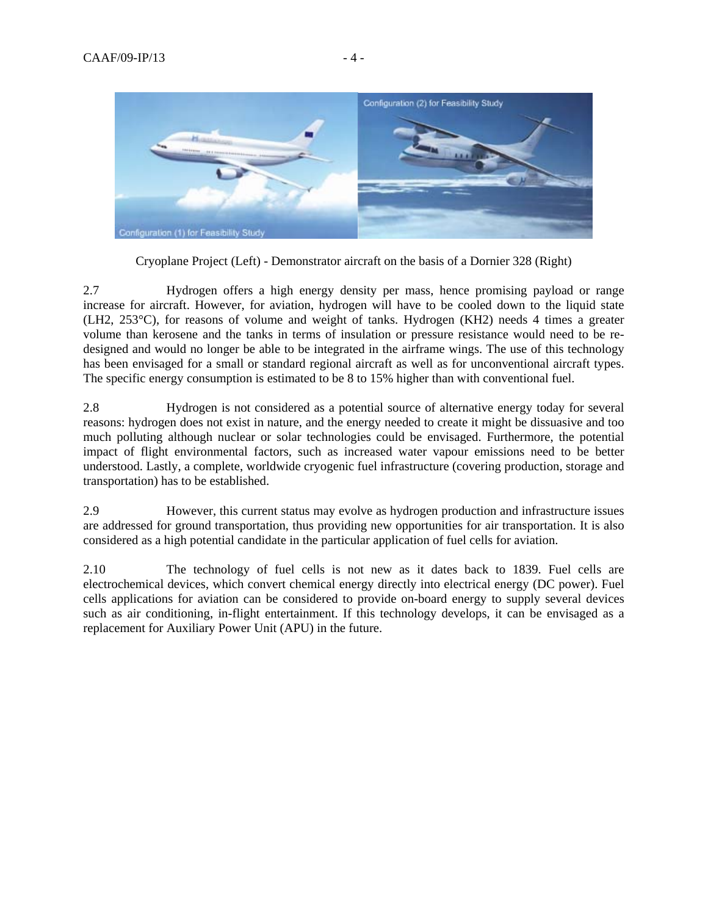Cryoplane Project (Left) - Demonstrator aircraft on the basis of a Dornier 328 (Right)

2.7 Hydrogen offers a high energy density per mass, hence promising payload or range increase for aircraft. However, for aviation, hydrogen will have to be cooled down to the liquid state (LH2, 253°C), for reasons of volume and weight of tanks. Hydrogen (KH2) needs 4 times a greater volume than kerosene and the tanks in terms of insulation or pressure resistance would need to be re-designed and would no longer be able to be integrated in the airframe wings. The use of this technology has been envisaged for a small or standard regional aircraft as well as for unconventional aircraft types. The specific energy consumption is estimated to be 8 to 15% higher than with conventional fuel.

2.8 Hydrogen is not considered as a potential source of alternative energy today for several reasons: hydrogen does not exist in nature, and the energy needed to create it might be dissuasive and too much polluting although nuclear or solar technologies could be envisaged. Furthermore, the potential impact of flight environmental factors, such as increased water vapour emissions need to be better understood. Lastly, a complete, worldwide cryogenic fuel infrastructure (covering production, storage and transportation) has to be established.

2.9 However, this current status may evolve as hydrogen production and infrastructure issues are addressed for ground transportation, thus providing new opportunities for air transportation. It is also considered as a high potential candidate in the particular application of fuel cells for aviation.

2.10 The technology of fuel cells is not new as it dates back to 1839. Fuel cells are electrochemical devices, which convert chemical energy directly into electrical energy (DC power). Fuel cells applications for aviation can be considered to provide on-board energy to supply several devices such as air conditioning, in-flight entertainment. If this technology develops, it can be envisaged as a replacement for Auxiliary Power Unit (APU) in the future.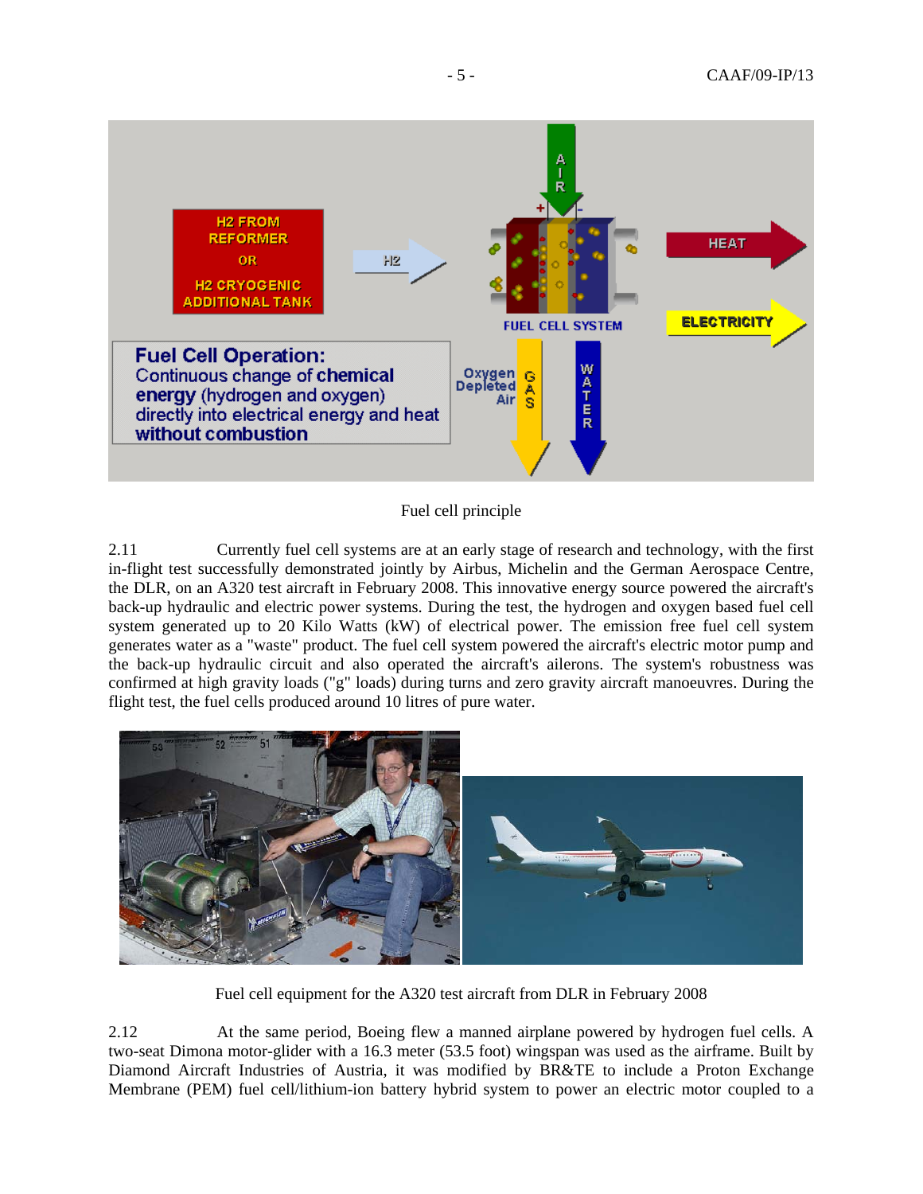Fuel cell principle

2.11 Currently fuel cell systems are at an early stage of research and technology, with the first in-flight test successfully demonstrated jointly by Airbus, Michelin and the German Aerospace Centre, the DLR, on an A320 test aircraft in February 2008. This innovative energy source powered the aircraft's back-up hydraulic and electric power systems. During the test, the hydrogen and oxygen based fuel cell system generated up to 20 Kilo Watts (kW) of electrical power. The emission free fuel cell system generates water as a "waste" product. The fuel cell system powered the aircraft's electric motor pump and the back-up hydraulic circuit and also operated the aircraft's ailerons. The system's robustness was confirmed at high gravity loads ("g" loads) during turns and zero gravity aircraft manoeuvres. During the flight test, the fuel cells produced around 10 litres of pure water.

Fuel cell equipment for the A320 test aircraft from DLR in February 2008

2.12 At the same period, Boeing flew a manned airplane powered by hydrogen fuel cells. A two-seat Dimona motor-glider with a 16.3 meter (53.5 foot) wingspan was used as the airframe. Built by Diamond Aircraft Industries of Austria, it was modified by BR&TE to include a Proton Exchange Membrane (PEM) fuel cell/lithium-ion battery hybrid system to power an electric motor coupled to a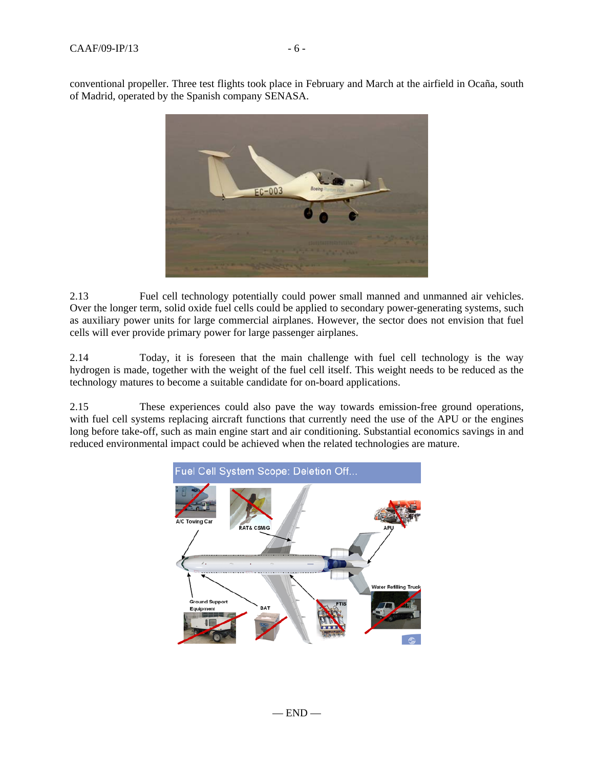conventional propeller. Three test flights took place in February and March at the airfield in Ocaña, south of Madrid, operated by the Spanish company SENASA.

2.13 Fuel cell technology potentially could power small manned and unmanned air vehicles. Over the longer term, solid oxide fuel cells could be applied to secondary power-generating systems, such as auxiliary power units for large commercial airplanes. However, the sector does not envision that fuel cells will ever provide primary power for large passenger airplanes.

2.14 Today, it is foreseen that the main challenge with fuel cell technology is the way hydrogen is made, together with the weight of the fuel cell itself. This weight needs to be reduced as the technology matures to become a suitable candidate for on-board applications.

2.15 These experiences could also pave the way towards emission-free ground operations, with fuel cell systems replacing aircraft functions that currently need the use of the APU or the engines long before take-off, such as main engine start and air conditioning. Substantial economics savings in and reduced environmental impact could be achieved when the related technologies are mature.

Fuel Cell System Scope: Deletion Off...

A/C Towing Car

RAT& CSM/G

APU

Water Refilling Truck

Ground Support Equipment

BAT

FTIS

— END —